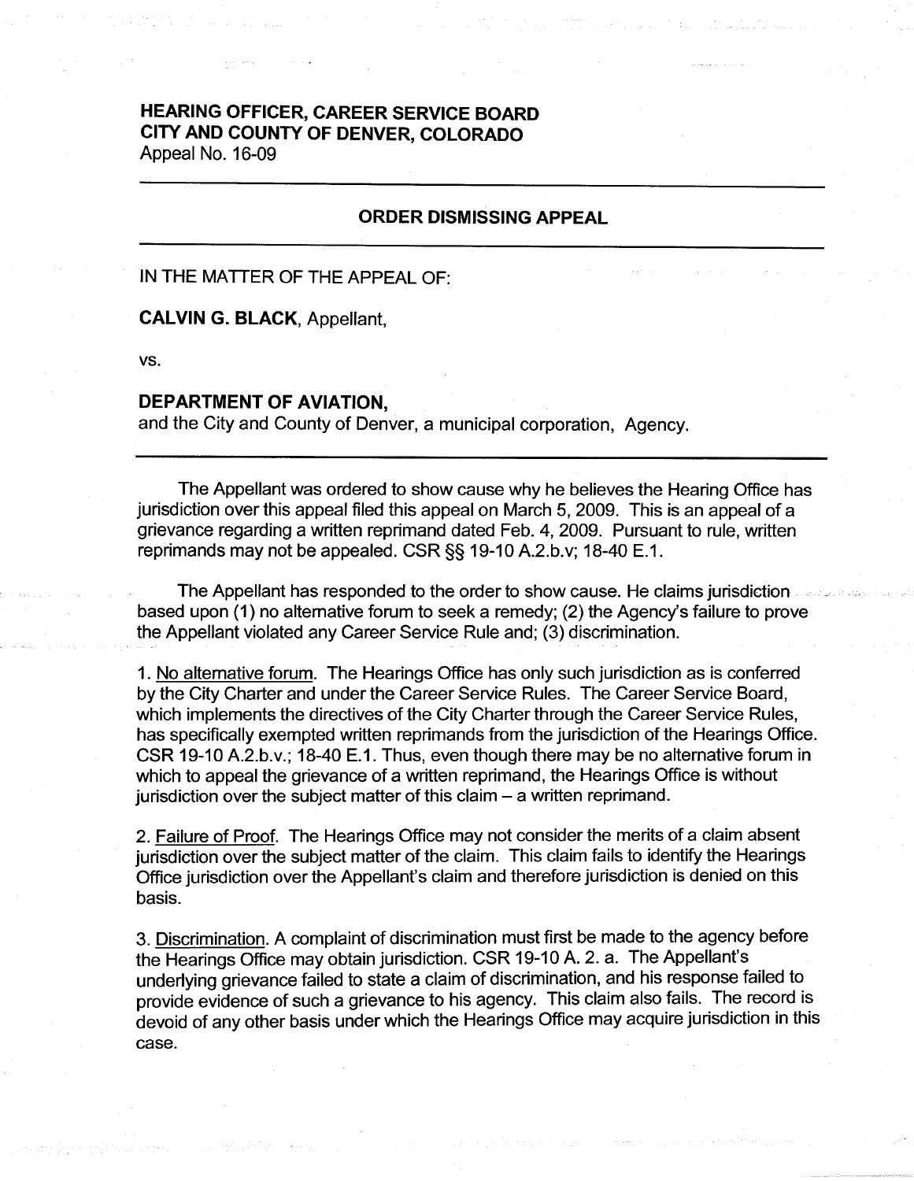**HEARING OFFICER, CAREER SERVICE BOARD**
**CITY AND COUNTY OF DENVER, COLORADO**
Appeal No. 16-09

---

## ORDER DISMISSING APPEAL

---

IN THE MATTER OF THE APPEAL OF:

**CALVIN G. BLACK**, Appellant,

vs.

**DEPARTMENT OF AVIATION,**
and the City and County of Denver, a municipal corporation, Agency.

---

The Appellant was ordered to show cause why he believes the Hearing Office has jurisdiction over this appeal filed this appeal on March 5, 2009. This is an appeal of a grievance regarding a written reprimand dated Feb. 4, 2009. Pursuant to rule, written reprimands may not be appealed. CSR §§ 19-10 A.2.b.v; 18-40 E.1.

The Appellant has responded to the order to show cause. He claims jurisdiction based upon (1) no alternative forum to seek a remedy; (2) the Agency's failure to prove the Appellant violated any Career Service Rule and; (3) discrimination.

1. <u>No alternative forum</u>. The Hearings Office has only such jurisdiction as is conferred by the City Charter and under the Career Service Rules. The Career Service Board, which implements the directives of the City Charter through the Career Service Rules, has specifically exempted written reprimands from the jurisdiction of the Hearings Office. CSR 19-10 A.2.b.v.; 18-40 E.1. Thus, even though there may be no alternative forum in which to appeal the grievance of a written reprimand, the Hearings Office is without jurisdiction over the subject matter of this claim – a written reprimand.

2. <u>Failure of Proof</u>. The Hearings Office may not consider the merits of a claim absent jurisdiction over the subject matter of the claim. This claim fails to identify the Hearings Office jurisdiction over the Appellant's claim and therefore jurisdiction is denied on this basis.

3. <u>Discrimination</u>. A complaint of discrimination must first be made to the agency before the Hearings Office may obtain jurisdiction. CSR 19-10 A. 2. a. The Appellant's underlying grievance failed to state a claim of discrimination, and his response failed to provide evidence of such a grievance to his agency. This claim also fails. The record is devoid of any other basis under which the Hearings Office may acquire jurisdiction in this case.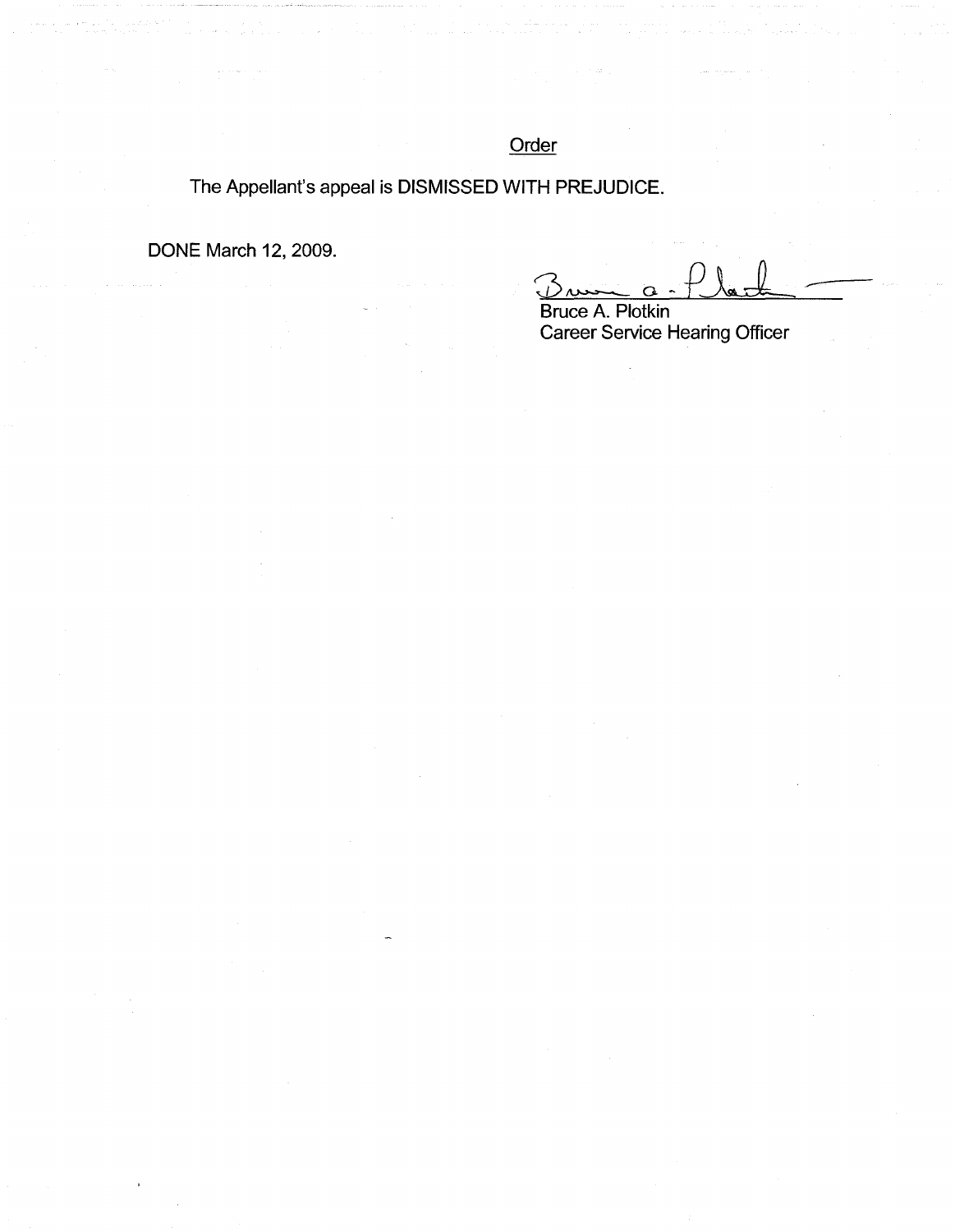## Order

The Appellant's appeal is DISMISSED WITH PREJUDICE.

DONE March 12, 2009.

Bruce A. Plotkin
Career Service Hearing Officer